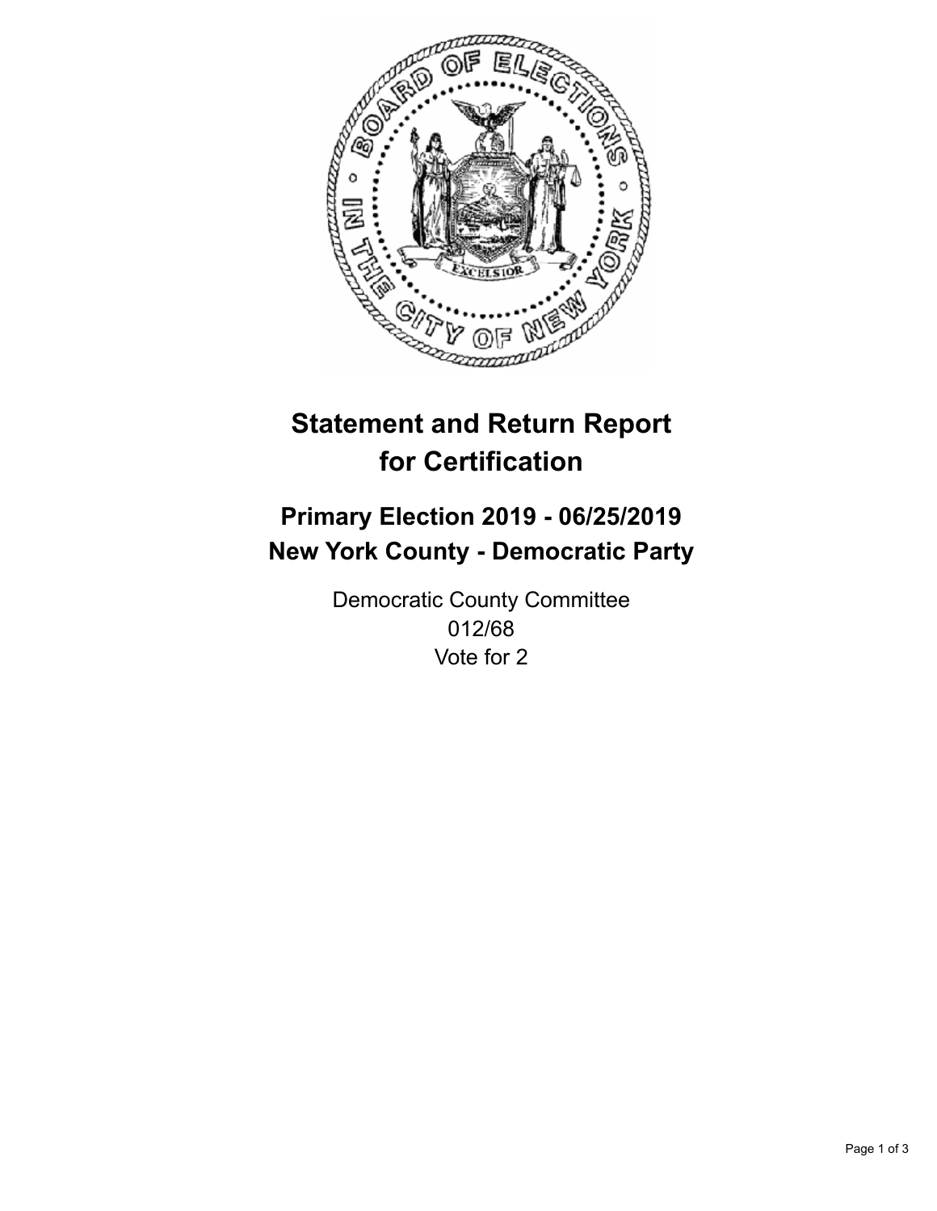# Statement and Return Report for Certification

## Primary Election 2019 - 06/25/2019
## New York County - Democratic Party

Democratic County Committee
012/68
Vote for 2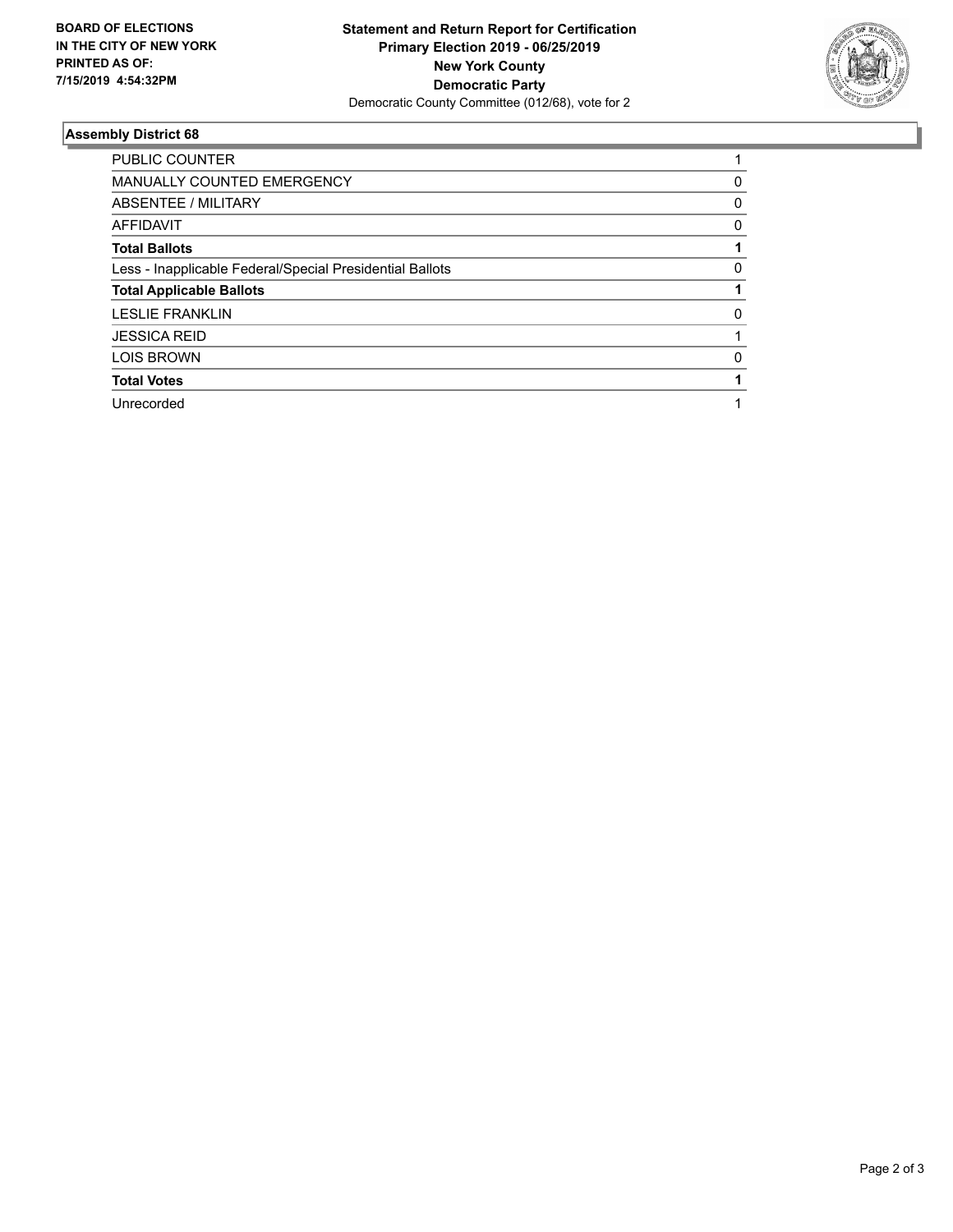**BOARD OF ELECTIONS IN THE CITY OF NEW YORK PRINTED AS OF: 7/15/2019 4:54:32PM**

**Statement and Return Report for Certification**
**Primary Election 2019 - 06/25/2019**
**New York County**
**Democratic Party**
Democratic County Committee (012/68), vote for 2

### Assembly District 68

| | |
|---|---|
| PUBLIC COUNTER | 1 |
| MANUALLY COUNTED EMERGENCY | 0 |
| ABSENTEE / MILITARY | 0 |
| AFFIDAVIT | 0 |
| **Total Ballots** | **1** |
| Less - Inapplicable Federal/Special Presidential Ballots | 0 |
| **Total Applicable Ballots** | **1** |
| LESLIE FRANKLIN | 0 |
| JESSICA REID | 1 |
| LOIS BROWN | 0 |
| **Total Votes** | **1** |
| Unrecorded | 1 |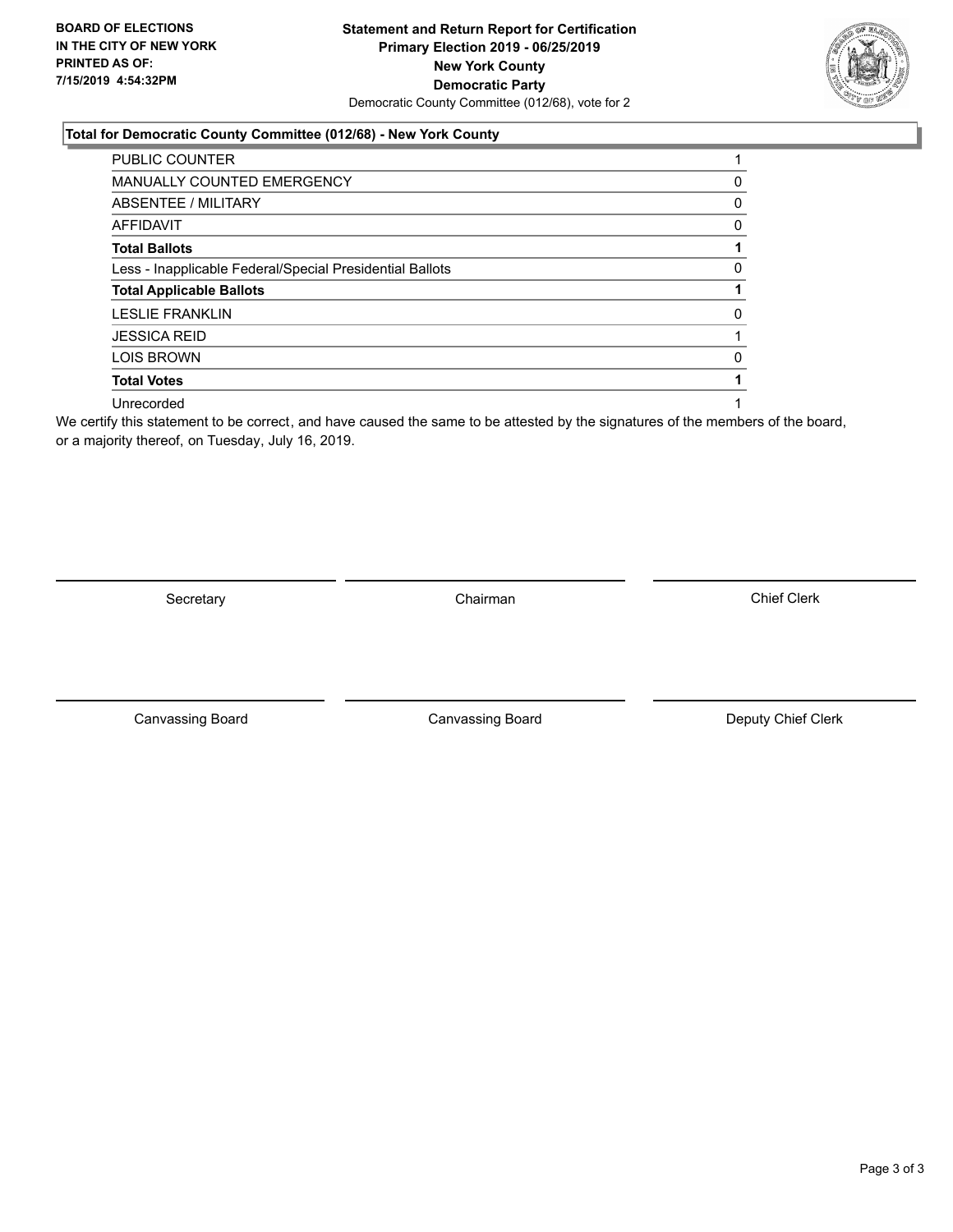**BOARD OF ELECTIONS IN THE CITY OF NEW YORK PRINTED AS OF: 7/15/2019 4:54:32PM**

**Statement and Return Report for Certification**
**Primary Election 2019 - 06/25/2019**
**New York County**
**Democratic Party**
Democratic County Committee (012/68), vote for 2

### Total for Democratic County Committee (012/68) - New York County

| | |
|---|---|
| PUBLIC COUNTER | 1 |
| MANUALLY COUNTED EMERGENCY | 0 |
| ABSENTEE / MILITARY | 0 |
| AFFIDAVIT | 0 |
| **Total Ballots** | **1** |
| Less - Inapplicable Federal/Special Presidential Ballots | 0 |
| **Total Applicable Ballots** | **1** |
| LESLIE FRANKLIN | 0 |
| JESSICA REID | 1 |
| LOIS BROWN | 0 |
| **Total Votes** | **1** |
| Unrecorded | 1 |

We certify this statement to be correct, and have caused the same to be attested by the signatures of the members of the board, or a majority thereof, on Tuesday, July 16, 2019.

Secretary

Chairman

Chief Clerk

Canvassing Board

Canvassing Board

Deputy Chief Clerk